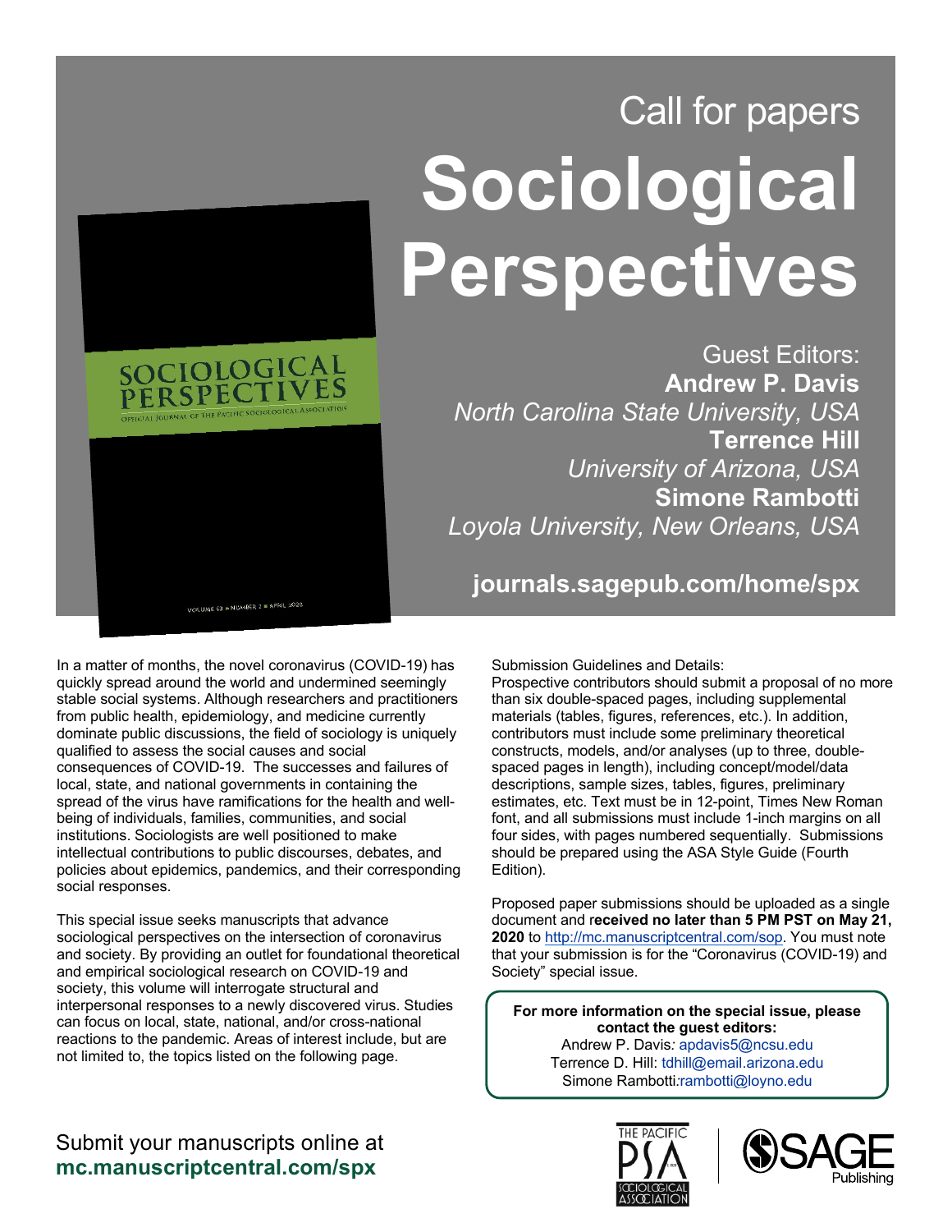# Call for papers

# Sociological Perspectives

Guest Editors:

**Andrew P. Davis**
*North Carolina State University, USA*

**Terrence Hill**
*University of Arizona, USA*

**Simone Rambotti**
*Loyola University, New Orleans, USA*

**journals.sagepub.com/home/spx**

In a matter of months, the novel coronavirus (COVID-19) has quickly spread around the world and undermined seemingly stable social systems. Although researchers and practitioners from public health, epidemiology, and medicine currently dominate public discussions, the field of sociology is uniquely qualified to assess the social causes and social consequences of COVID-19. The successes and failures of local, state, and national governments in containing the spread of the virus have ramifications for the health and well-being of individuals, families, communities, and social institutions. Sociologists are well positioned to make intellectual contributions to public discourses, debates, and policies about epidemics, pandemics, and their corresponding social responses.

This special issue seeks manuscripts that advance sociological perspectives on the intersection of coronavirus and society. By providing an outlet for foundational theoretical and empirical sociological research on COVID-19 and society, this volume will interrogate structural and interpersonal responses to a newly discovered virus. Studies can focus on local, state, national, and/or cross-national reactions to the pandemic. Areas of interest include, but are not limited to, the topics listed on the following page.

Submission Guidelines and Details:

Prospective contributors should submit a proposal of no more than six double-spaced pages, including supplemental materials (tables, figures, references, etc.). In addition, contributors must include some preliminary theoretical constructs, models, and/or analyses (up to three, double-spaced pages in length), including concept/model/data descriptions, sample sizes, tables, figures, preliminary estimates, etc. Text must be in 12-point, Times New Roman font, and all submissions must include 1-inch margins on all four sides, with pages numbered sequentially. Submissions should be prepared using the ASA Style Guide (Fourth Edition).

Proposed paper submissions should be uploaded as a single document and r**eceived no later than 5 PM PST on May 21, 2020** to http://mc.manuscriptcentral.com/sop. You must note that your submission is for the "Coronavirus (COVID-19) and Society" special issue.

**For more information on the special issue, please contact the guest editors:**

Andrew P. Davis: apdavis5@ncsu.edu
Terrence D. Hill: tdhill@email.arizona.edu
Simone Rambotti: rambotti@loyno.edu

Submit your manuscripts online at
**mc.manuscriptcentral.com/spx**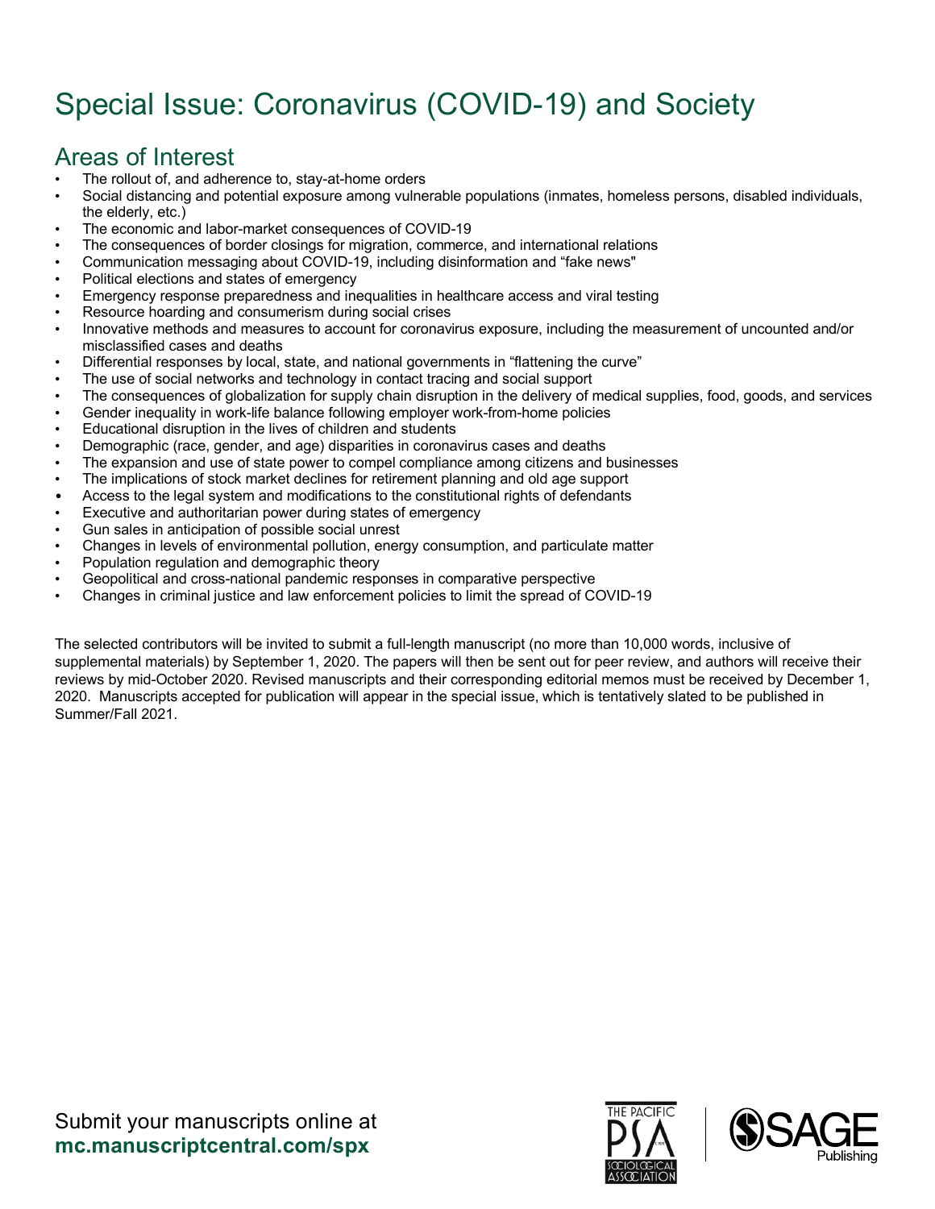# Special Issue: Coronavirus (COVID-19) and Society

## Areas of Interest

- The rollout of, and adherence to, stay-at-home orders
- Social distancing and potential exposure among vulnerable populations (inmates, homeless persons, disabled individuals, the elderly, etc.)
- The economic and labor-market consequences of COVID-19
- The consequences of border closings for migration, commerce, and international relations
- Communication messaging about COVID-19, including disinformation and "fake news"
- Political elections and states of emergency
- Emergency response preparedness and inequalities in healthcare access and viral testing
- Resource hoarding and consumerism during social crises
- Innovative methods and measures to account for coronavirus exposure, including the measurement of uncounted and/or misclassified cases and deaths
- Differential responses by local, state, and national governments in "flattening the curve"
- The use of social networks and technology in contact tracing and social support
- The consequences of globalization for supply chain disruption in the delivery of medical supplies, food, goods, and services
- Gender inequality in work-life balance following employer work-from-home policies
- Educational disruption in the lives of children and students
- Demographic (race, gender, and age) disparities in coronavirus cases and deaths
- The expansion and use of state power to compel compliance among citizens and businesses
- The implications of stock market declines for retirement planning and old age support
- Access to the legal system and modifications to the constitutional rights of defendants
- Executive and authoritarian power during states of emergency
- Gun sales in anticipation of possible social unrest
- Changes in levels of environmental pollution, energy consumption, and particulate matter
- Population regulation and demographic theory
- Geopolitical and cross-national pandemic responses in comparative perspective
- Changes in criminal justice and law enforcement policies to limit the spread of COVID-19

The selected contributors will be invited to submit a full-length manuscript (no more than 10,000 words, inclusive of supplemental materials) by September 1, 2020. The papers will then be sent out for peer review, and authors will receive their reviews by mid-October 2020. Revised manuscripts and their corresponding editorial memos must be received by December 1, 2020. Manuscripts accepted for publication will appear in the special issue, which is tentatively slated to be published in Summer/Fall 2021.

Submit your manuscripts online at
**mc.manuscriptcentral.com/spx**